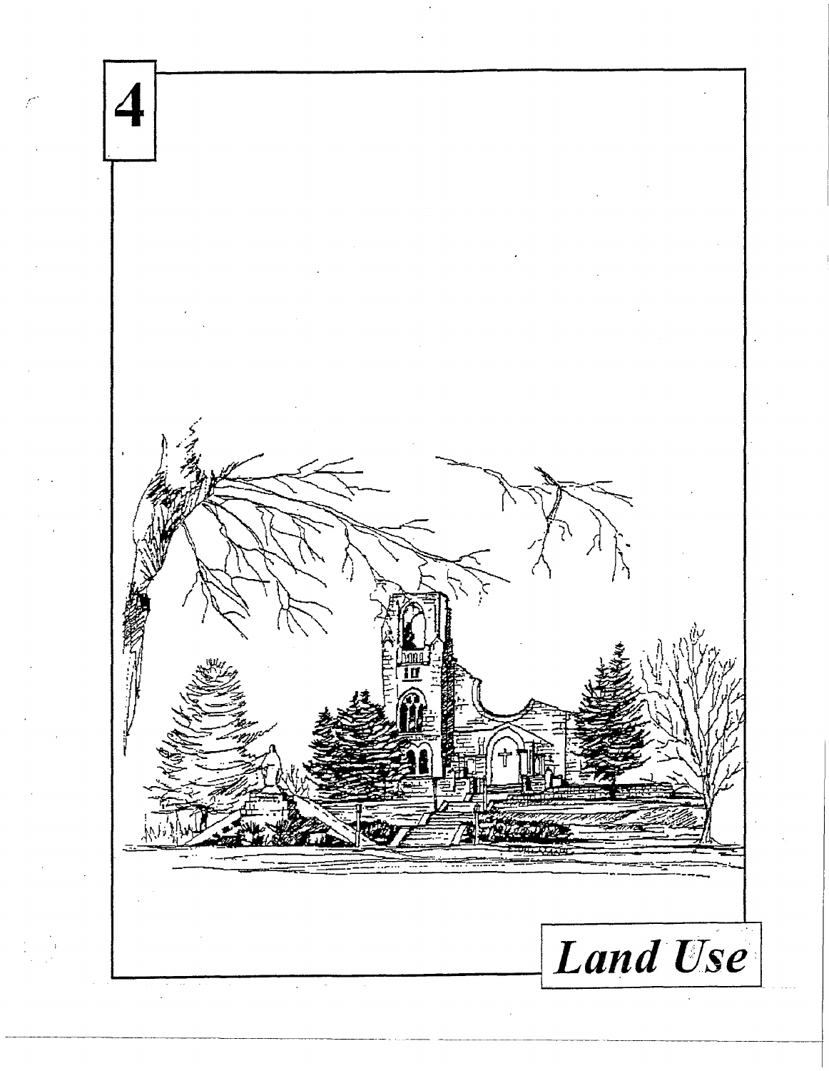# 4

# Land Use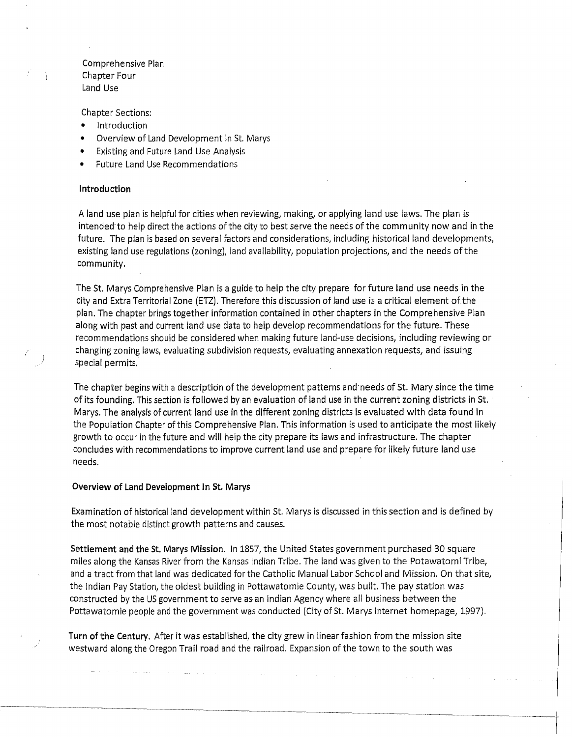Comprehensive Plan
Chapter Four
Land Use

Chapter Sections:

- Introduction
- Overview of Land Development in St. Marys
- Existing and Future Land Use Analysis
- Future Land Use Recommendations

## Introduction

A land use plan is helpful for cities when reviewing, making, or applying land use laws. The plan is intended to help direct the actions of the city to best serve the needs of the community now and in the future. The plan is based on several factors and considerations, including historical land developments, existing land use regulations (zoning), land availability, population projections, and the needs of the community.

The St. Marys Comprehensive Plan is a guide to help the city prepare for future land use needs in the city and Extra Territorial Zone (ETZ). Therefore this discussion of land use is a critical element of the plan. The chapter brings together information contained in other chapters in the Comprehensive Plan along with past and current land use data to help develop recommendations for the future. These recommendations should be considered when making future land-use decisions, including reviewing or changing zoning laws, evaluating subdivision requests, evaluating annexation requests, and issuing special permits.

The chapter begins with a description of the development patterns and needs of St. Mary since the time of its founding. This section is followed by an evaluation of land use in the current zoning districts in St. Marys. The analysis of current land use in the different zoning districts is evaluated with data found in the Population Chapter of this Comprehensive Plan. This information is used to anticipate the most likely growth to occur in the future and will help the city prepare its laws and infrastructure. The chapter concludes with recommendations to improve current land use and prepare for likely future land use needs.

## Overview of Land Development In St. Marys

Examination of historical land development within St. Marys is discussed in this section and is defined by the most notable distinct growth patterns and causes.

**Settlement and the St. Marys Mission.** In 1857, the United States government purchased 30 square miles along the Kansas River from the Kansas Indian Tribe. The land was given to the Potawatomi Tribe, and a tract from that land was dedicated for the Catholic Manual Labor School and Mission. On that site, the Indian Pay Station, the oldest building in Pottawatomie County, was built. The pay station was constructed by the US government to serve as an Indian Agency where all business between the Pottawatomie people and the government was conducted (City of St. Marys internet homepage, 1997).

**Turn of the Century.** After it was established, the city grew in linear fashion from the mission site westward along the Oregon Trail road and the railroad. Expansion of the town to the south was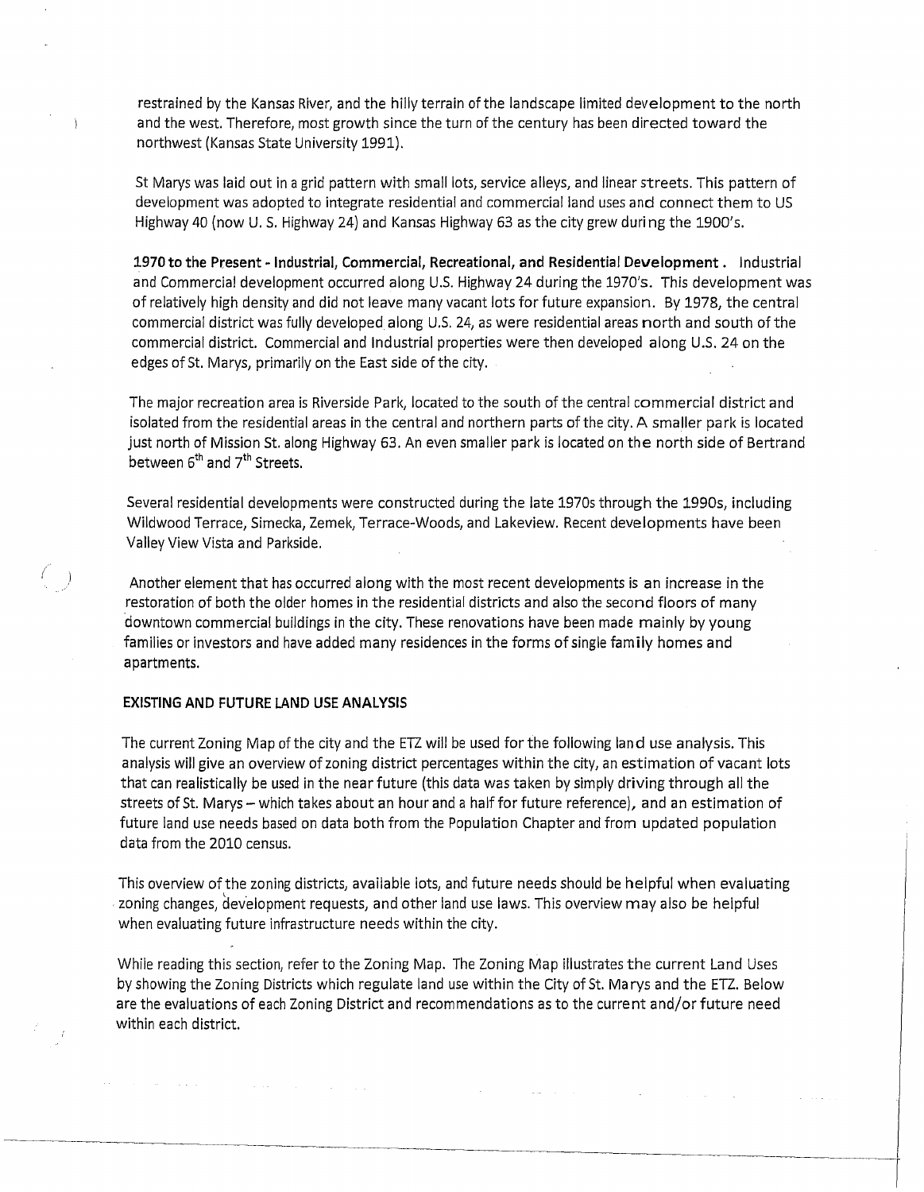restrained by the Kansas River, and the hilly terrain of the landscape limited development to the north and the west. Therefore, most growth since the turn of the century has been directed toward the northwest (Kansas State University 1991).

St Marys was laid out in a grid pattern with small lots, service alleys, and linear streets. This pattern of development was adopted to integrate residential and commercial land uses and connect them to US Highway 40 (now U. S. Highway 24) and Kansas Highway 63 as the city grew during the 1900's.

**1970 to the Present - Industrial, Commercial, Recreational, and Residential Development.** Industrial and Commercial development occurred along U.S. Highway 24 during the 1970's. This development was of relatively high density and did not leave many vacant lots for future expansion. By 1978, the central commercial district was fully developed along U.S. 24, as were residential areas north and south of the commercial district. Commercial and Industrial properties were then developed along U.S. 24 on the edges of St. Marys, primarily on the East side of the city.

The major recreation area is Riverside Park, located to the south of the central commercial district and isolated from the residential areas in the central and northern parts of the city. A smaller park is located just north of Mission St. along Highway 63. An even smaller park is located on the north side of Bertrand between 6th and 7th Streets.

Several residential developments were constructed during the late 1970s through the 1990s, including Wildwood Terrace, Simecka, Zemek, Terrace-Woods, and Lakeview. Recent developments have been Valley View Vista and Parkside.

Another element that has occurred along with the most recent developments is an increase in the restoration of both the older homes in the residential districts and also the second floors of many downtown commercial buildings in the city. These renovations have been made mainly by young families or investors and have added many residences in the forms of single family homes and apartments.

**EXISTING AND FUTURE LAND USE ANALYSIS**

The current Zoning Map of the city and the ETZ will be used for the following land use analysis. This analysis will give an overview of zoning district percentages within the city, an estimation of vacant lots that can realistically be used in the near future (this data was taken by simply driving through all the streets of St. Marys – which takes about an hour and a half for future reference), and an estimation of future land use needs based on data both from the Population Chapter and from updated population data from the 2010 census.

This overview of the zoning districts, available lots, and future needs should be helpful when evaluating zoning changes, development requests, and other land use laws. This overview may also be helpful when evaluating future infrastructure needs within the city.

While reading this section, refer to the Zoning Map. The Zoning Map illustrates the current Land Uses by showing the Zoning Districts which regulate land use within the City of St. Marys and the ETZ. Below are the evaluations of each Zoning District and recommendations as to the current and/or future need within each district.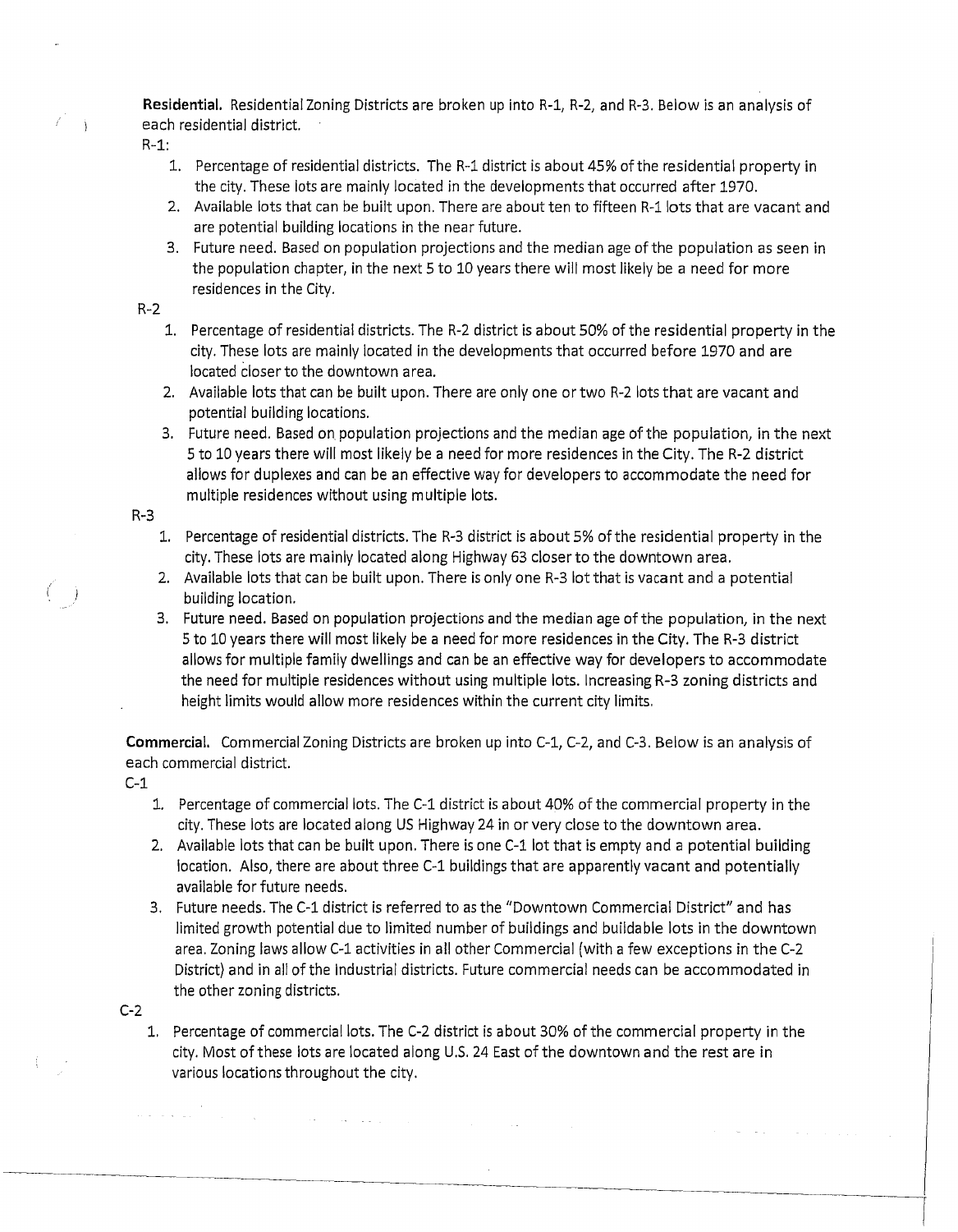**Residential.** Residential Zoning Districts are broken up into R-1, R-2, and R-3. Below is an analysis of each residential district.

R-1:

1. Percentage of residential districts. The R-1 district is about 45% of the residential property in the city. These lots are mainly located in the developments that occurred after 1970.
2. Available lots that can be built upon. There are about ten to fifteen R-1 lots that are vacant and are potential building locations in the near future.
3. Future need. Based on population projections and the median age of the population as seen in the population chapter, in the next 5 to 10 years there will most likely be a need for more residences in the City.

R-2

1. Percentage of residential districts. The R-2 district is about 50% of the residential property in the city. These lots are mainly located in the developments that occurred before 1970 and are located closer to the downtown area.
2. Available lots that can be built upon. There are only one or two R-2 lots that are vacant and potential building locations.
3. Future need. Based on population projections and the median age of the population, in the next 5 to 10 years there will most likely be a need for more residences in the City. The R-2 district allows for duplexes and can be an effective way for developers to accommodate the need for multiple residences without using multiple lots.

R-3

1. Percentage of residential districts. The R-3 district is about 5% of the residential property in the city. These lots are mainly located along Highway 63 closer to the downtown area.
2. Available lots that can be built upon. There is only one R-3 lot that is vacant and a potential building location.
3. Future need. Based on population projections and the median age of the population, in the next 5 to 10 years there will most likely be a need for more residences in the City. The R-3 district allows for multiple family dwellings and can be an effective way for developers to accommodate the need for multiple residences without using multiple lots. Increasing R-3 zoning districts and height limits would allow more residences within the current city limits.

**Commercial.** Commercial Zoning Districts are broken up into C-1, C-2, and C-3. Below is an analysis of each commercial district.

C-1

1. Percentage of commercial lots. The C-1 district is about 40% of the commercial property in the city. These lots are located along US Highway 24 in or very close to the downtown area.
2. Available lots that can be built upon. There is one C-1 lot that is empty and a potential building location. Also, there are about three C-1 buildings that are apparently vacant and potentially available for future needs.
3. Future needs. The C-1 district is referred to as the "Downtown Commercial District" and has limited growth potential due to limited number of buildings and buildable lots in the downtown area. Zoning laws allow C-1 activities in all other Commercial (with a few exceptions in the C-2 District) and in all of the Industrial districts. Future commercial needs can be accommodated in the other zoning districts.

C-2

1. Percentage of commercial lots. The C-2 district is about 30% of the commercial property in the city. Most of these lots are located along U.S. 24 East of the downtown and the rest are in various locations throughout the city.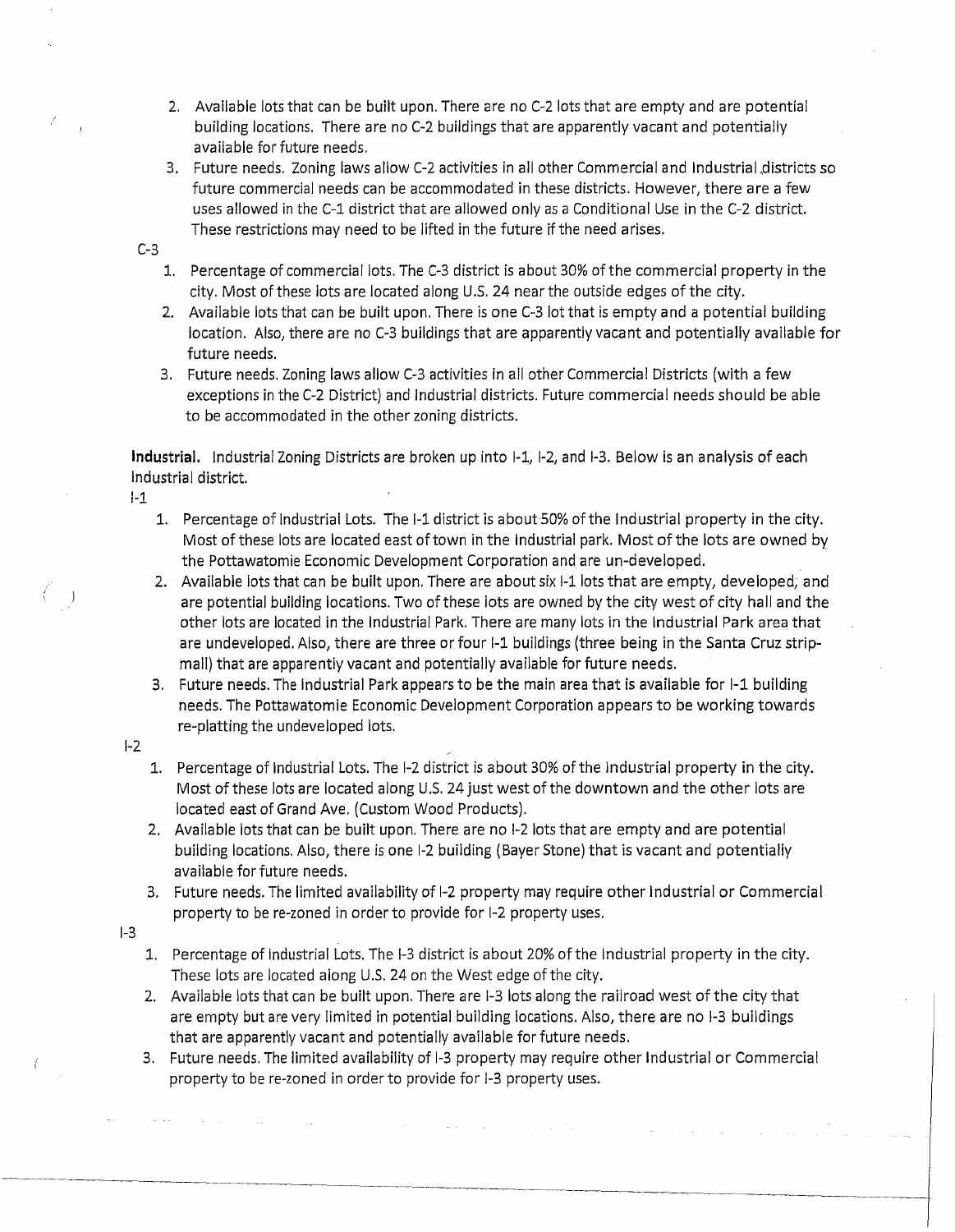2. Available lots that can be built upon. There are no C-2 lots that are empty and are potential building locations. There are no C-2 buildings that are apparently vacant and potentially available for future needs.
3. Future needs. Zoning laws allow C-2 activities in all other Commercial and Industrial districts so future commercial needs can be accommodated in these districts. However, there are a few uses allowed in the C-1 district that are allowed only as a Conditional Use in the C-2 district. These restrictions may need to be lifted in the future if the need arises.

C-3

1. Percentage of commercial lots. The C-3 district is about 30% of the commercial property in the city. Most of these lots are located along U.S. 24 near the outside edges of the city.
2. Available lots that can be built upon. There is one C-3 lot that is empty and a potential building location. Also, there are no C-3 buildings that are apparently vacant and potentially available for future needs.
3. Future needs. Zoning laws allow C-3 activities in all other Commercial Districts (with a few exceptions in the C-2 District) and Industrial districts. Future commercial needs should be able to be accommodated in the other zoning districts.

**Industrial.** Industrial Zoning Districts are broken up into I-1, I-2, and I-3. Below is an analysis of each Industrial district.

I-1

1. Percentage of Industrial Lots. The I-1 district is about 50% of the Industrial property in the city. Most of these lots are located east of town in the Industrial park. Most of the lots are owned by the Pottawatomie Economic Development Corporation and are un-developed.
2. Available lots that can be built upon. There are about six I-1 lots that are empty, developed, and are potential building locations. Two of these lots are owned by the city west of city hall and the other lots are located in the Industrial Park. There are many lots in the Industrial Park area that are undeveloped. Also, there are three or four I-1 buildings (three being in the Santa Cruz strip-mall) that are apparently vacant and potentially available for future needs.
3. Future needs. The Industrial Park appears to be the main area that is available for I-1 building needs. The Pottawatomie Economic Development Corporation appears to be working towards re-platting the undeveloped lots.

I-2

1. Percentage of Industrial Lots. The I-2 district is about 30% of the Industrial property in the city. Most of these lots are located along U.S. 24 just west of the downtown and the other lots are located east of Grand Ave. (Custom Wood Products).
2. Available lots that can be built upon. There are no I-2 lots that are empty and are potential building locations. Also, there is one I-2 building (Bayer Stone) that is vacant and potentially available for future needs.
3. Future needs. The limited availability of I-2 property may require other Industrial or Commercial property to be re-zoned in order to provide for I-2 property uses.

I-3

1. Percentage of Industrial Lots. The I-3 district is about 20% of the Industrial property in the city. These lots are located along U.S. 24 on the West edge of the city.
2. Available lots that can be built upon. There are I-3 lots along the railroad west of the city that are empty but are very limited in potential building locations. Also, there are no I-3 buildings that are apparently vacant and potentially available for future needs.
3. Future needs. The limited availability of I-3 property may require other Industrial or Commercial property to be re-zoned in order to provide for I-3 property uses.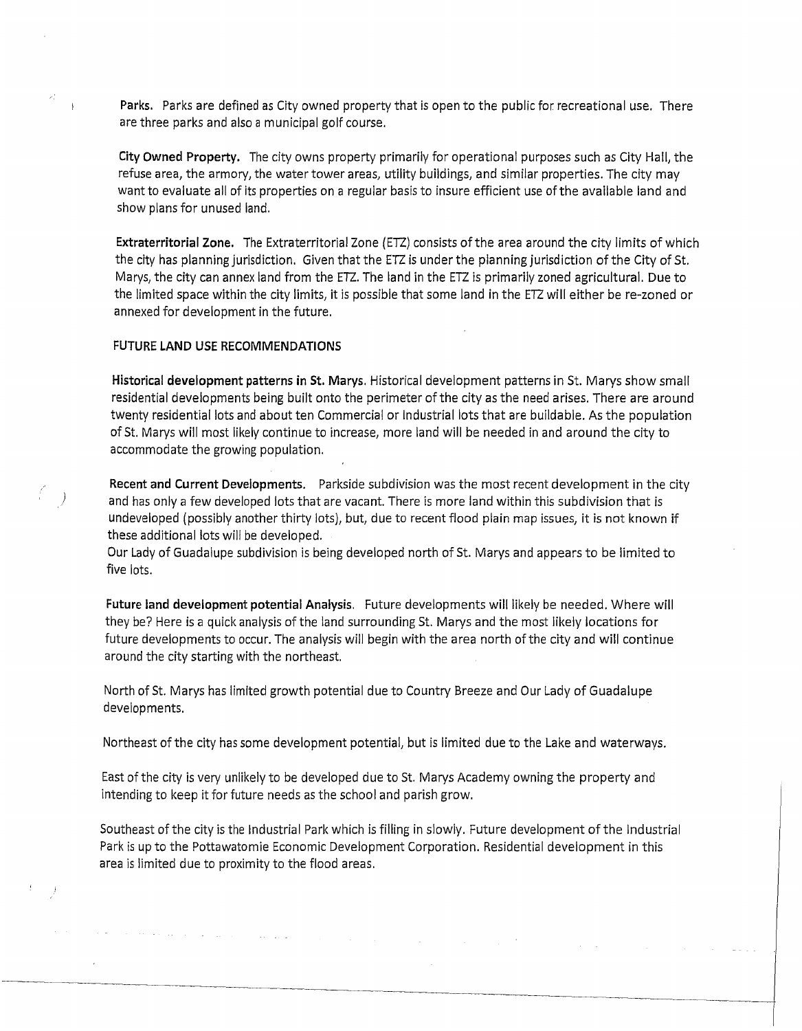**Parks.** Parks are defined as City owned property that is open to the public for recreational use. There are three parks and also a municipal golf course.

**City Owned Property.** The city owns property primarily for operational purposes such as City Hall, the refuse area, the armory, the water tower areas, utility buildings, and similar properties. The city may want to evaluate all of its properties on a regular basis to insure efficient use of the available land and show plans for unused land.

**Extraterritorial Zone.** The Extraterritorial Zone (ETZ) consists of the area around the city limits of which the city has planning jurisdiction. Given that the ETZ is under the planning jurisdiction of the City of St. Marys, the city can annex land from the ETZ. The land in the ETZ is primarily zoned agricultural. Due to the limited space within the city limits, it is possible that some land in the ETZ will either be re-zoned or annexed for development in the future.

## FUTURE LAND USE RECOMMENDATIONS

**Historical development patterns in St. Marys.** Historical development patterns in St. Marys show small residential developments being built onto the perimeter of the city as the need arises. There are around twenty residential lots and about ten Commercial or Industrial lots that are buildable. As the population of St. Marys will most likely continue to increase, more land will be needed in and around the city to accommodate the growing population.

**Recent and Current Developments.** Parkside subdivision was the most recent development in the city and has only a few developed lots that are vacant. There is more land within this subdivision that is undeveloped (possibly another thirty lots), but, due to recent flood plain map issues, it is not known if these additional lots will be developed.
Our Lady of Guadalupe subdivision is being developed north of St. Marys and appears to be limited to five lots.

**Future land development potential Analysis.** Future developments will likely be needed. Where will they be? Here is a quick analysis of the land surrounding St. Marys and the most likely locations for future developments to occur. The analysis will begin with the area north of the city and will continue around the city starting with the northeast.

North of St. Marys has limited growth potential due to Country Breeze and Our Lady of Guadalupe developments.

Northeast of the city has some development potential, but is limited due to the Lake and waterways.

East of the city is very unlikely to be developed due to St. Marys Academy owning the property and intending to keep it for future needs as the school and parish grow.

Southeast of the city is the Industrial Park which is filling in slowly. Future development of the Industrial Park is up to the Pottawatomie Economic Development Corporation. Residential development in this area is limited due to proximity to the flood areas.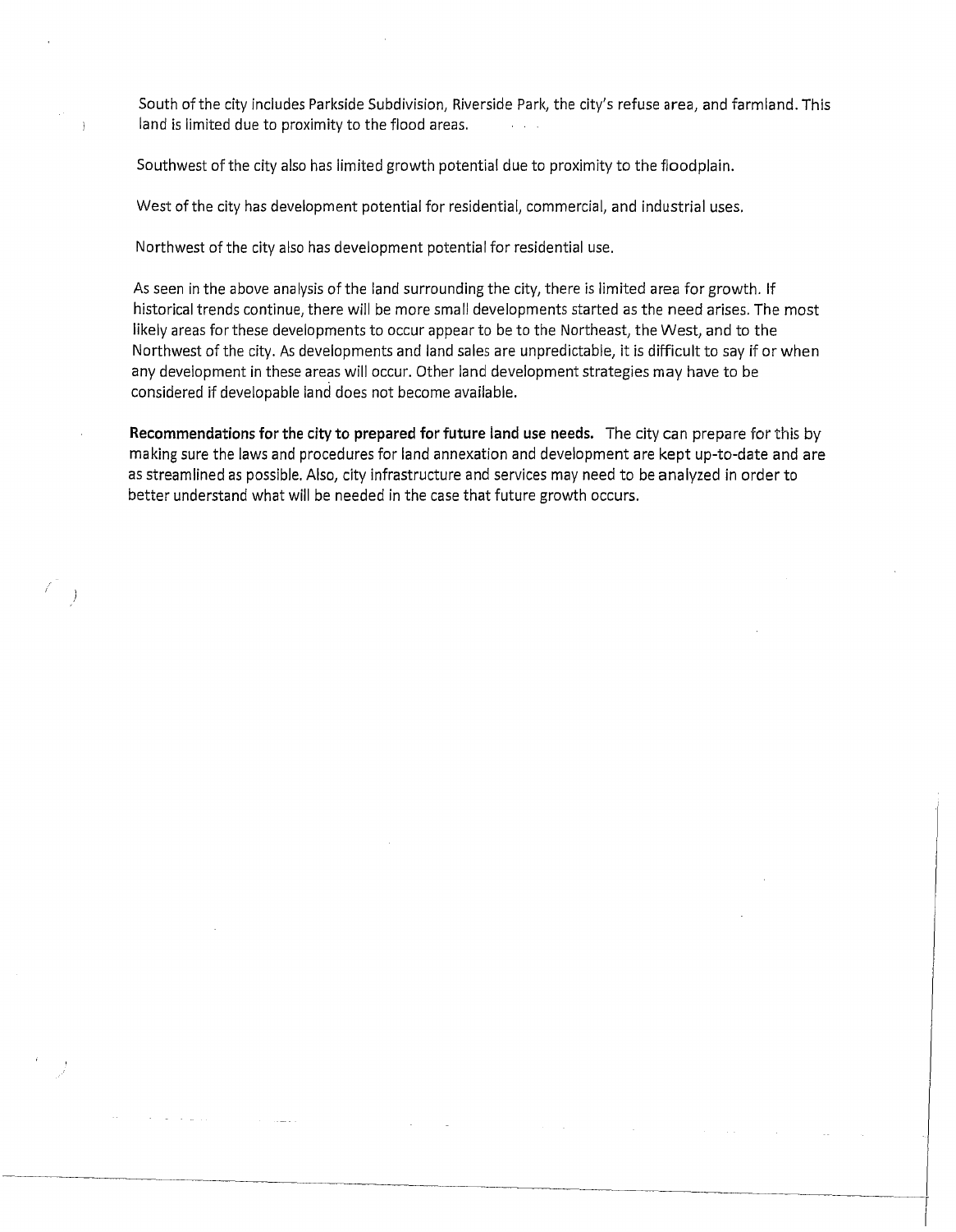South of the city includes Parkside Subdivision, Riverside Park, the city's refuse area, and farmland. This land is limited due to proximity to the flood areas.

Southwest of the city also has limited growth potential due to proximity to the floodplain.

West of the city has development potential for residential, commercial, and industrial uses.

Northwest of the city also has development potential for residential use.

As seen in the above analysis of the land surrounding the city, there is limited area for growth. If historical trends continue, there will be more small developments started as the need arises. The most likely areas for these developments to occur appear to be to the Northeast, the West, and to the Northwest of the city. As developments and land sales are unpredictable, it is difficult to say if or when any development in these areas will occur. Other land development strategies may have to be considered if developable land does not become available.

**Recommendations for the city to prepared for future land use needs.** The city can prepare for this by making sure the laws and procedures for land annexation and development are kept up-to-date and are as streamlined as possible. Also, city infrastructure and services may need to be analyzed in order to better understand what will be needed in the case that future growth occurs.